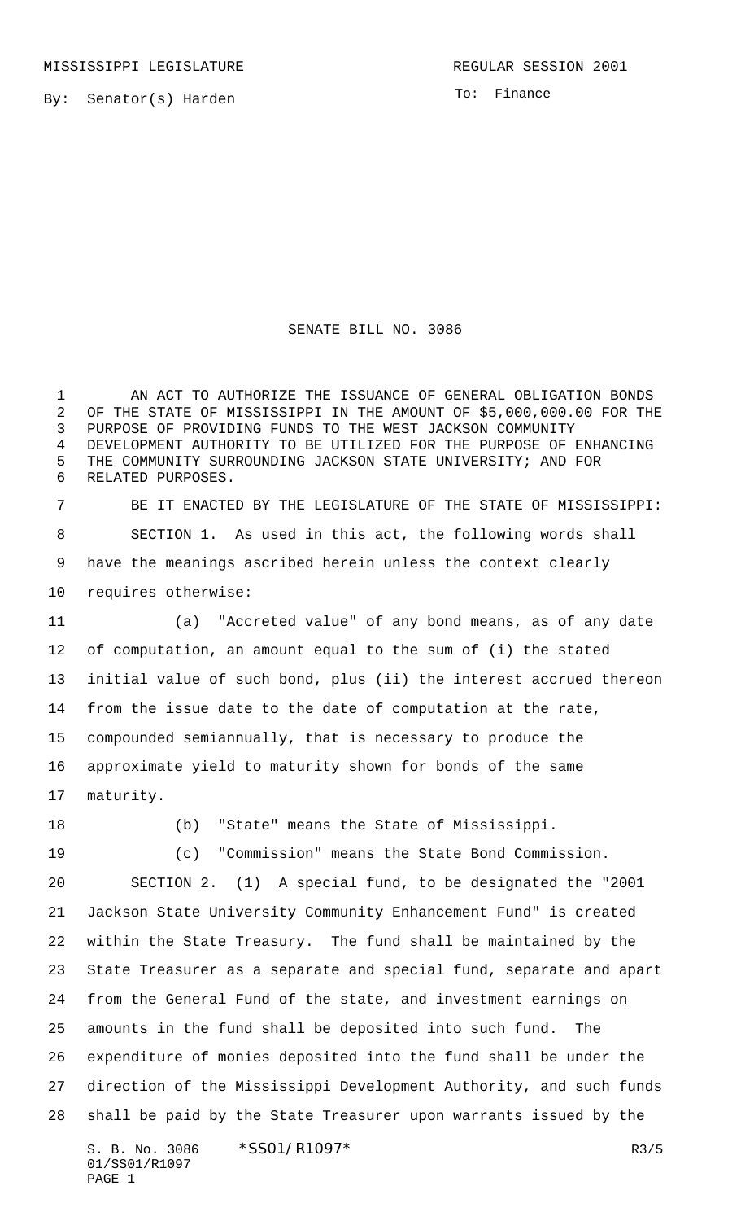MISSISSIPPI LEGISLATURE REGULAR SESSION 2001

By: Senator(s) Harden

To: Finance

# SENATE BILL NO. 3086

AN ACT TO AUTHORIZE THE ISSUANCE OF GENERAL OBLIGATION BONDS OF THE STATE OF MISSISSIPPI IN THE AMOUNT OF $5,000,000.00 FOR THE PURPOSE OF PROVIDING FUNDS TO THE WEST JACKSON COMMUNITY DEVELOPMENT AUTHORITY TO BE UTILIZED FOR THE PURPOSE OF ENHANCING THE COMMUNITY SURROUNDING JACKSON STATE UNIVERSITY; AND FOR RELATED PURPOSES.

BE IT ENACTED BY THE LEGISLATURE OF THE STATE OF MISSISSIPPI:

SECTION 1. As used in this act, the following words shall have the meanings ascribed herein unless the context clearly requires otherwise:

(a) "Accreted value" of any bond means, as of any date of computation, an amount equal to the sum of (i) the stated initial value of such bond, plus (ii) the interest accrued thereon from the issue date to the date of computation at the rate, compounded semiannually, that is necessary to produce the approximate yield to maturity shown for bonds of the same maturity.

(b) "State" means the State of Mississippi.

(c) "Commission" means the State Bond Commission.

SECTION 2. (1) A special fund, to be designated the "2001 Jackson State University Community Enhancement Fund" is created within the State Treasury. The fund shall be maintained by the State Treasurer as a separate and special fund, separate and apart from the General Fund of the state, and investment earnings on amounts in the fund shall be deposited into such fund. The expenditure of monies deposited into the fund shall be under the direction of the Mississippi Development Authority, and such funds shall be paid by the State Treasurer upon warrants issued by the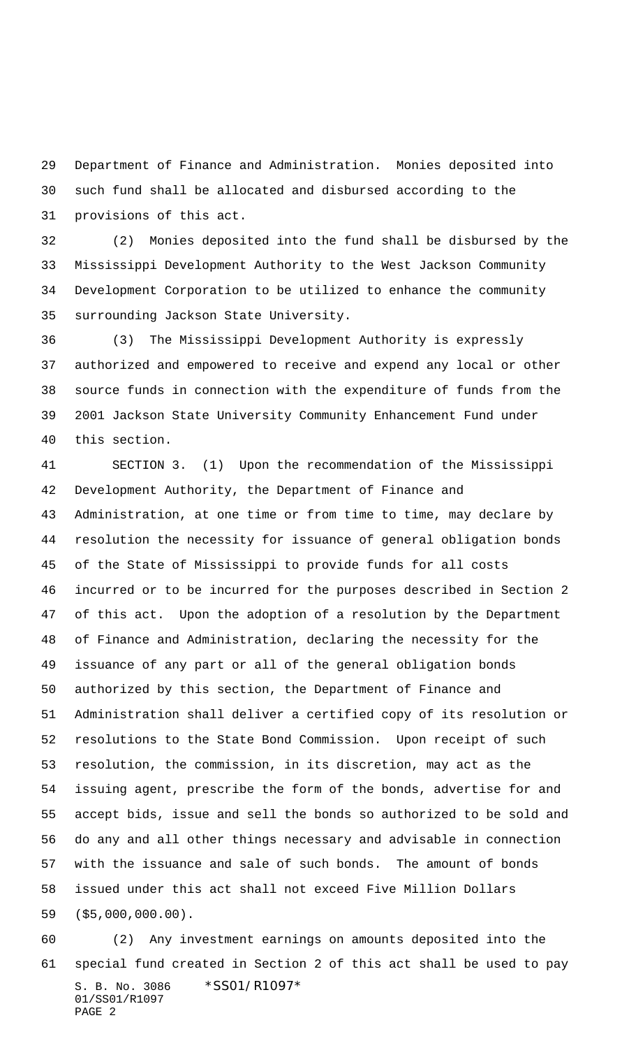Department of Finance and Administration. Monies deposited into such fund shall be allocated and disbursed according to the provisions of this act.

(2) Monies deposited into the fund shall be disbursed by the Mississippi Development Authority to the West Jackson Community Development Corporation to be utilized to enhance the community surrounding Jackson State University.

(3) The Mississippi Development Authority is expressly authorized and empowered to receive and expend any local or other source funds in connection with the expenditure of funds from the 2001 Jackson State University Community Enhancement Fund under this section.

SECTION 3. (1) Upon the recommendation of the Mississippi Development Authority, the Department of Finance and Administration, at one time or from time to time, may declare by resolution the necessity for issuance of general obligation bonds of the State of Mississippi to provide funds for all costs incurred or to be incurred for the purposes described in Section 2 of this act. Upon the adoption of a resolution by the Department of Finance and Administration, declaring the necessity for the issuance of any part or all of the general obligation bonds authorized by this section, the Department of Finance and Administration shall deliver a certified copy of its resolution or resolutions to the State Bond Commission. Upon receipt of such resolution, the commission, in its discretion, may act as the issuing agent, prescribe the form of the bonds, advertise for and accept bids, issue and sell the bonds so authorized to be sold and do any and all other things necessary and advisable in connection with the issuance and sale of such bonds. The amount of bonds issued under this act shall not exceed Five Million Dollars ($5,000,000.00).

(2) Any investment earnings on amounts deposited into the special fund created in Section 2 of this act shall be used to pay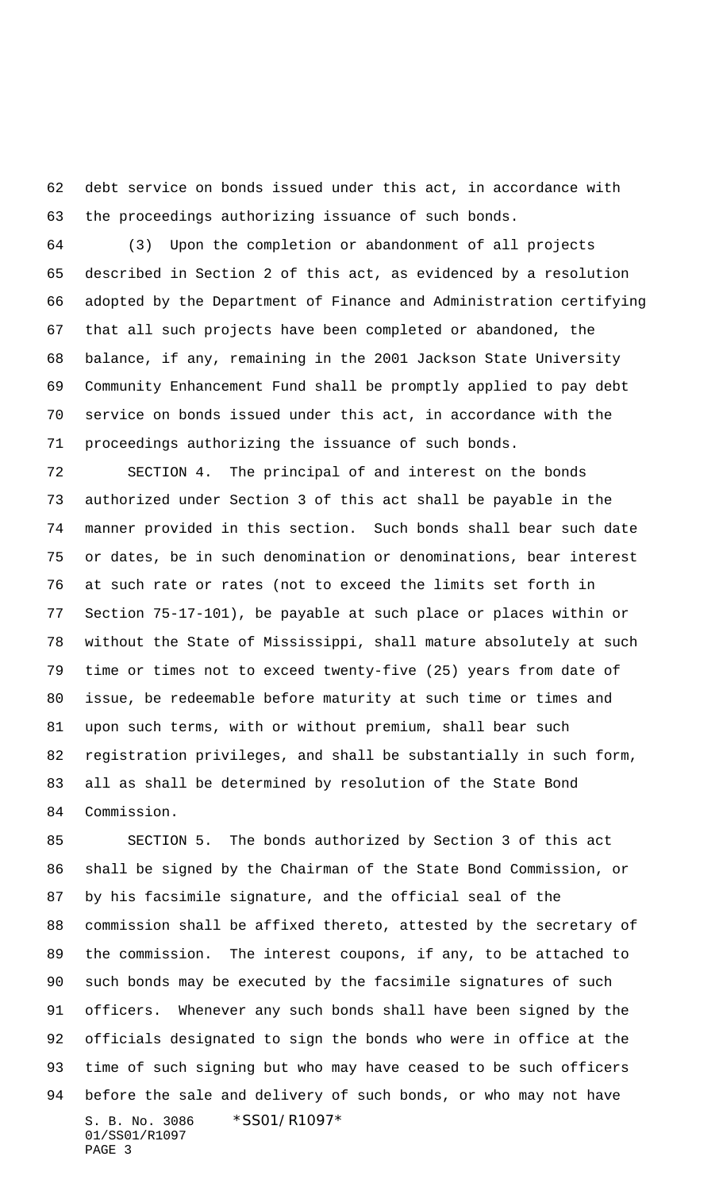debt service on bonds issued under this act, in accordance with the proceedings authorizing issuance of such bonds.

(3) Upon the completion or abandonment of all projects described in Section 2 of this act, as evidenced by a resolution adopted by the Department of Finance and Administration certifying that all such projects have been completed or abandoned, the balance, if any, remaining in the 2001 Jackson State University Community Enhancement Fund shall be promptly applied to pay debt service on bonds issued under this act, in accordance with the proceedings authorizing the issuance of such bonds.

SECTION 4. The principal of and interest on the bonds authorized under Section 3 of this act shall be payable in the manner provided in this section. Such bonds shall bear such date or dates, be in such denomination or denominations, bear interest at such rate or rates (not to exceed the limits set forth in Section 75-17-101), be payable at such place or places within or without the State of Mississippi, shall mature absolutely at such time or times not to exceed twenty-five (25) years from date of issue, be redeemable before maturity at such time or times and upon such terms, with or without premium, shall bear such registration privileges, and shall be substantially in such form, all as shall be determined by resolution of the State Bond Commission.

SECTION 5. The bonds authorized by Section 3 of this act shall be signed by the Chairman of the State Bond Commission, or by his facsimile signature, and the official seal of the commission shall be affixed thereto, attested by the secretary of the commission. The interest coupons, if any, to be attached to such bonds may be executed by the facsimile signatures of such officers. Whenever any such bonds shall have been signed by the officials designated to sign the bonds who were in office at the time of such signing but who may have ceased to be such officers before the sale and delivery of such bonds, or who may not have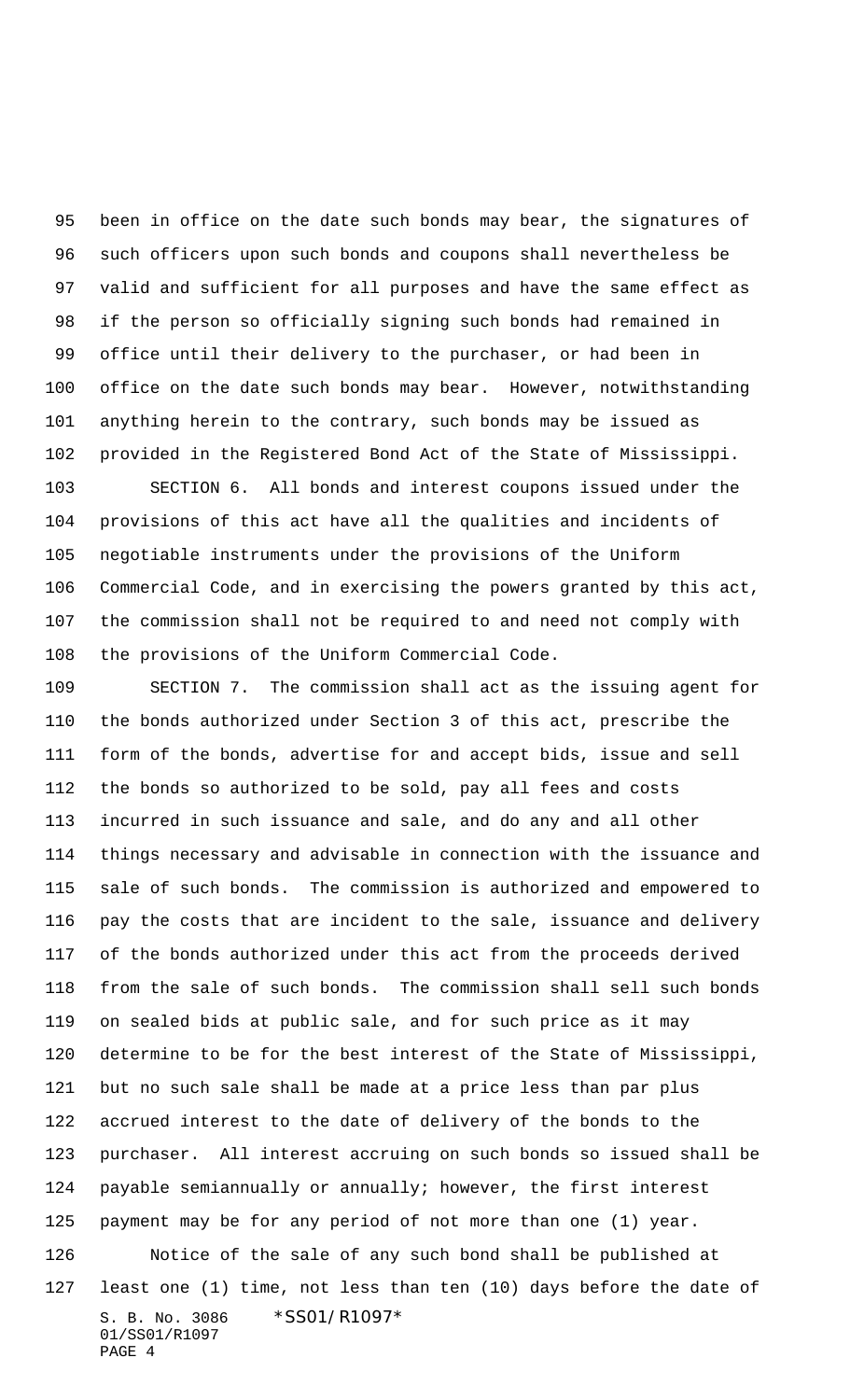been in office on the date such bonds may bear, the signatures of such officers upon such bonds and coupons shall nevertheless be valid and sufficient for all purposes and have the same effect as if the person so officially signing such bonds had remained in office until their delivery to the purchaser, or had been in office on the date such bonds may bear. However, notwithstanding anything herein to the contrary, such bonds may be issued as provided in the Registered Bond Act of the State of Mississippi.

SECTION 6. All bonds and interest coupons issued under the provisions of this act have all the qualities and incidents of negotiable instruments under the provisions of the Uniform Commercial Code, and in exercising the powers granted by this act, the commission shall not be required to and need not comply with the provisions of the Uniform Commercial Code.

SECTION 7. The commission shall act as the issuing agent for the bonds authorized under Section 3 of this act, prescribe the form of the bonds, advertise for and accept bids, issue and sell the bonds so authorized to be sold, pay all fees and costs incurred in such issuance and sale, and do any and all other things necessary and advisable in connection with the issuance and sale of such bonds. The commission is authorized and empowered to pay the costs that are incident to the sale, issuance and delivery of the bonds authorized under this act from the proceeds derived from the sale of such bonds. The commission shall sell such bonds on sealed bids at public sale, and for such price as it may determine to be for the best interest of the State of Mississippi, but no such sale shall be made at a price less than par plus accrued interest to the date of delivery of the bonds to the purchaser. All interest accruing on such bonds so issued shall be payable semiannually or annually; however, the first interest payment may be for any period of not more than one (1) year.

Notice of the sale of any such bond shall be published at least one (1) time, not less than ten (10) days before the date of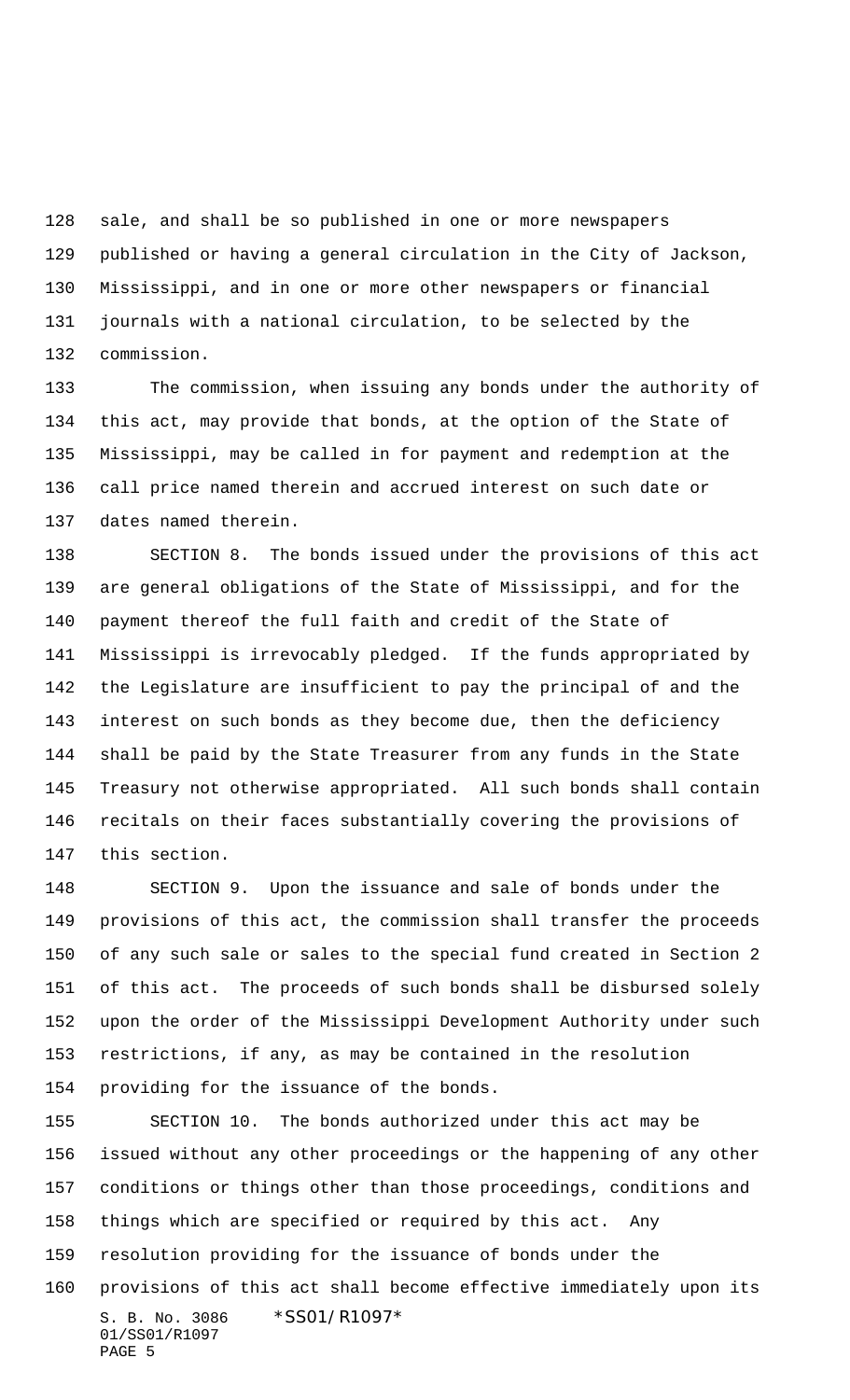sale, and shall be so published in one or more newspapers published or having a general circulation in the City of Jackson, Mississippi, and in one or more other newspapers or financial journals with a national circulation, to be selected by the commission.

The commission, when issuing any bonds under the authority of this act, may provide that bonds, at the option of the State of Mississippi, may be called in for payment and redemption at the call price named therein and accrued interest on such date or dates named therein.

SECTION 8. The bonds issued under the provisions of this act are general obligations of the State of Mississippi, and for the payment thereof the full faith and credit of the State of Mississippi is irrevocably pledged. If the funds appropriated by the Legislature are insufficient to pay the principal of and the interest on such bonds as they become due, then the deficiency shall be paid by the State Treasurer from any funds in the State Treasury not otherwise appropriated. All such bonds shall contain recitals on their faces substantially covering the provisions of this section.

SECTION 9. Upon the issuance and sale of bonds under the provisions of this act, the commission shall transfer the proceeds of any such sale or sales to the special fund created in Section 2 of this act. The proceeds of such bonds shall be disbursed solely upon the order of the Mississippi Development Authority under such restrictions, if any, as may be contained in the resolution providing for the issuance of the bonds.

SECTION 10. The bonds authorized under this act may be issued without any other proceedings or the happening of any other conditions or things other than those proceedings, conditions and things which are specified or required by this act. Any resolution providing for the issuance of bonds under the provisions of this act shall become effective immediately upon its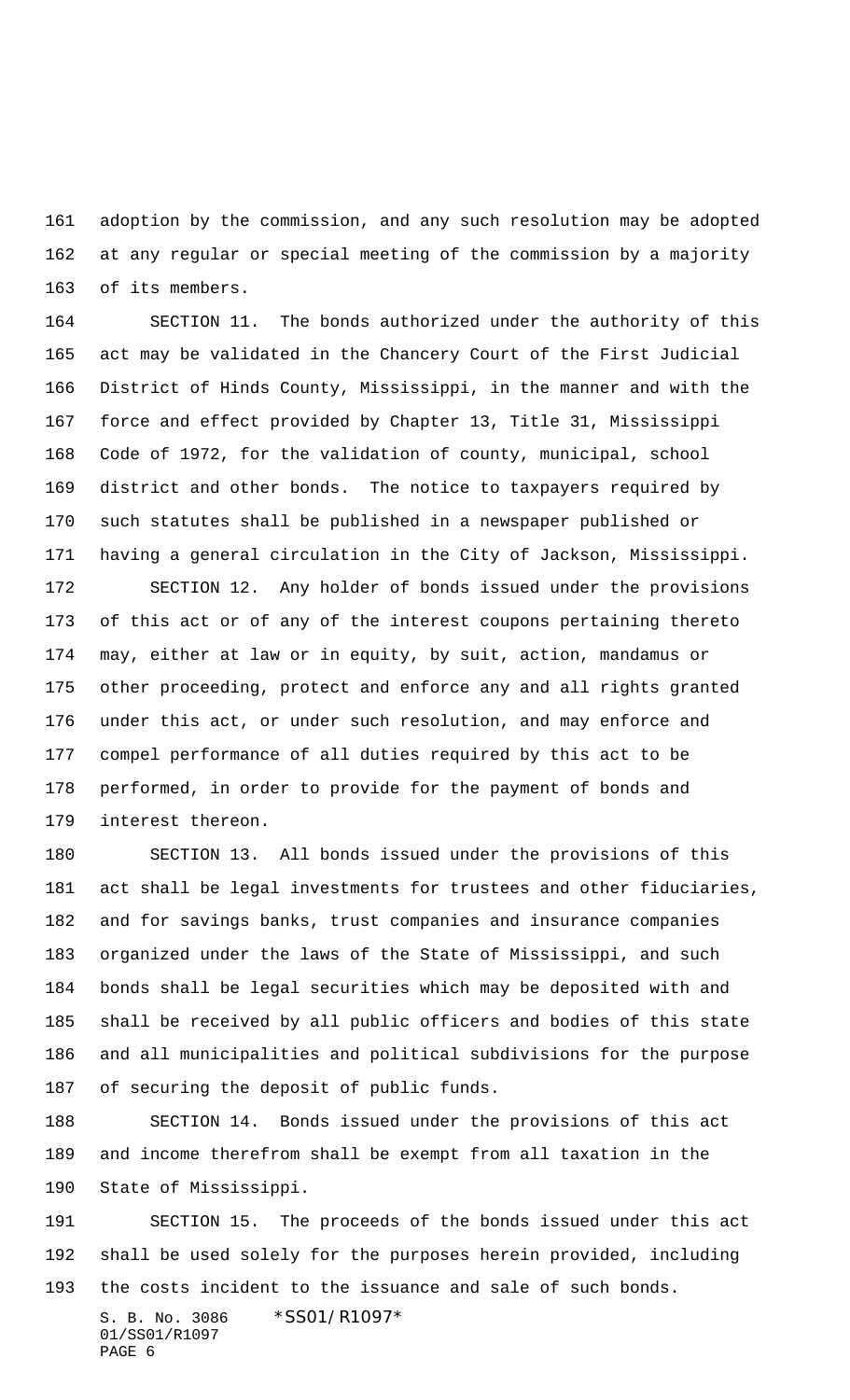adoption by the commission, and any such resolution may be adopted at any regular or special meeting of the commission by a majority of its members.

SECTION 11. The bonds authorized under the authority of this act may be validated in the Chancery Court of the First Judicial District of Hinds County, Mississippi, in the manner and with the force and effect provided by Chapter 13, Title 31, Mississippi Code of 1972, for the validation of county, municipal, school district and other bonds. The notice to taxpayers required by such statutes shall be published in a newspaper published or having a general circulation in the City of Jackson, Mississippi.

SECTION 12. Any holder of bonds issued under the provisions of this act or of any of the interest coupons pertaining thereto may, either at law or in equity, by suit, action, mandamus or other proceeding, protect and enforce any and all rights granted under this act, or under such resolution, and may enforce and compel performance of all duties required by this act to be performed, in order to provide for the payment of bonds and interest thereon.

SECTION 13. All bonds issued under the provisions of this act shall be legal investments for trustees and other fiduciaries, and for savings banks, trust companies and insurance companies organized under the laws of the State of Mississippi, and such bonds shall be legal securities which may be deposited with and shall be received by all public officers and bodies of this state and all municipalities and political subdivisions for the purpose of securing the deposit of public funds.

SECTION 14. Bonds issued under the provisions of this act and income therefrom shall be exempt from all taxation in the State of Mississippi.

SECTION 15. The proceeds of the bonds issued under this act shall be used solely for the purposes herein provided, including the costs incident to the issuance and sale of such bonds.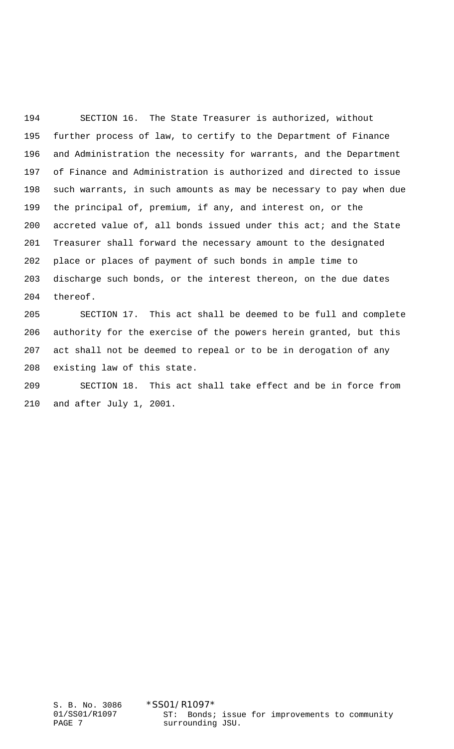SECTION 16. The State Treasurer is authorized, without further process of law, to certify to the Department of Finance and Administration the necessity for warrants, and the Department of Finance and Administration is authorized and directed to issue such warrants, in such amounts as may be necessary to pay when due the principal of, premium, if any, and interest on, or the accreted value of, all bonds issued under this act; and the State Treasurer shall forward the necessary amount to the designated place or places of payment of such bonds in ample time to discharge such bonds, or the interest thereon, on the due dates thereof.

SECTION 17. This act shall be deemed to be full and complete authority for the exercise of the powers herein granted, but this act shall not be deemed to repeal or to be in derogation of any existing law of this state.

SECTION 18. This act shall take effect and be in force from and after July 1, 2001.